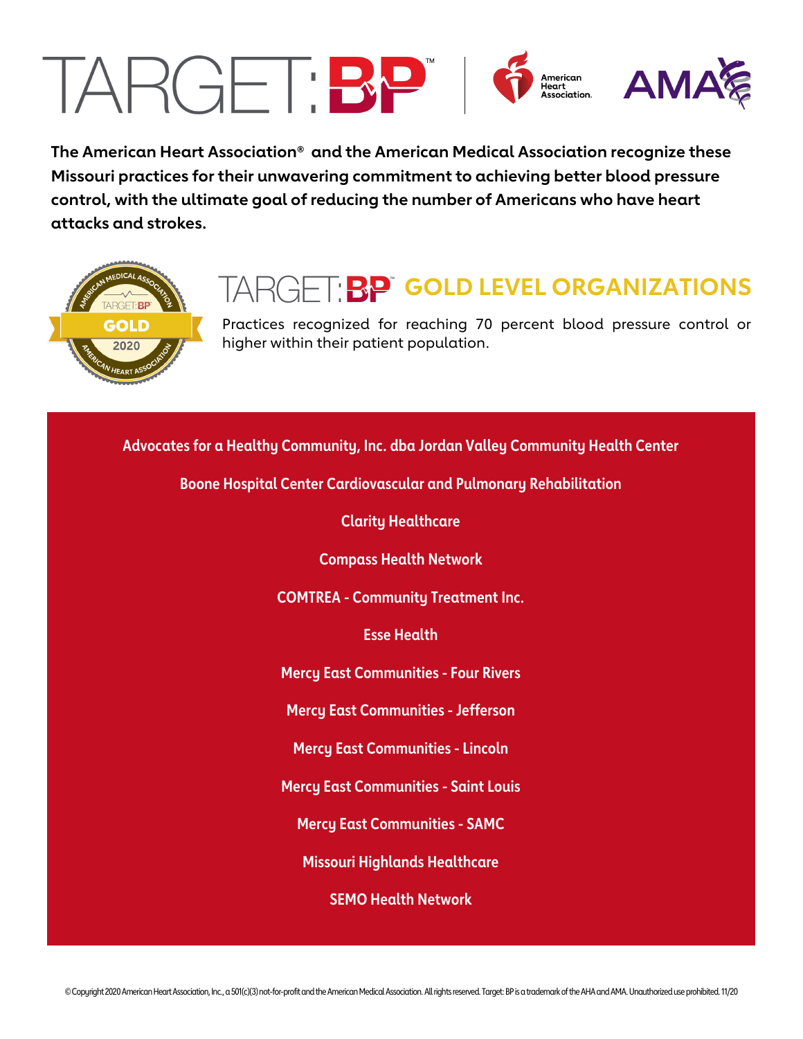# TARGET: BP™

The American Heart Association® and the American Medical Association recognize these Missouri practices for their unwavering commitment to achieving better blood pressure control, with the ultimate goal of reducing the number of Americans who have heart attacks and strokes.

## TARGET: BP™ GOLD LEVEL ORGANIZATIONS

Practices recognized for reaching 70 percent blood pressure control or higher within their patient population.

**Advocates for a Healthy Community, Inc. dba Jordan Valley Community Health Center**

**Boone Hospital Center Cardiovascular and Pulmonary Rehabilitation**

**Clarity Healthcare**

**Compass Health Network**

**COMTREA - Community Treatment Inc.**

**Esse Health**

**Mercy East Communities - Four Rivers**

**Mercy East Communities - Jefferson**

**Mercy East Communities - Lincoln**

**Mercy East Communities - Saint Louis**

**Mercy East Communities - SAMC**

**Missouri Highlands Healthcare**

**SEMO Health Network**

© Copyright 2020 American Heart Association, Inc., a 501(c)(3) not-for-profit and the American Medical Association. All rights reserved. Target: BP is a trademark of the AHA and AMA. Unauthorized use prohibited. 11/20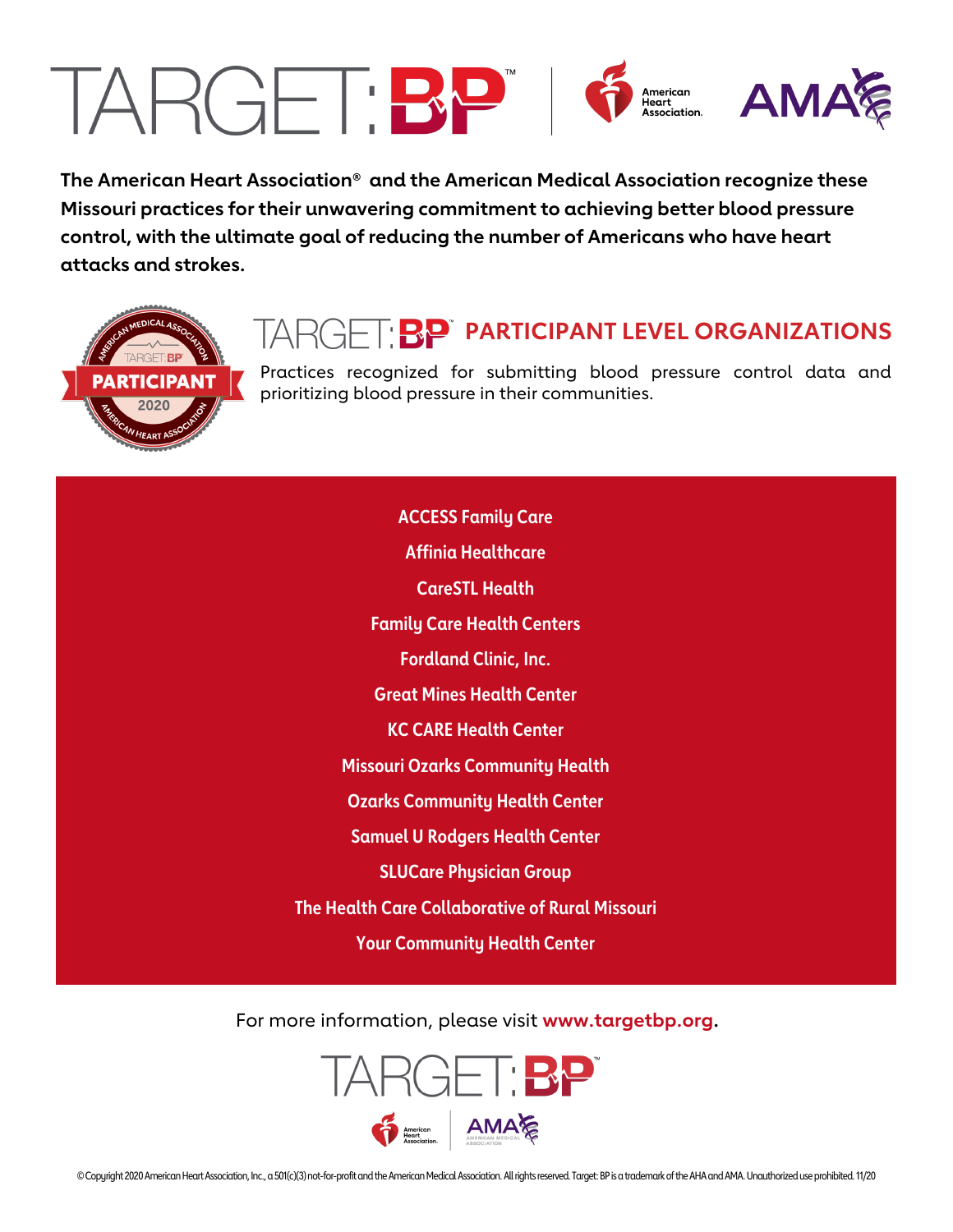# TARGET: BP™

The American Heart Association® and the American Medical Association recognize these Missouri practices for their unwavering commitment to achieving better blood pressure control, with the ultimate goal of reducing the number of Americans who have heart attacks and strokes.

## TARGET: BP™ PARTICIPANT LEVEL ORGANIZATIONS

Practices recognized for submitting blood pressure control data and prioritizing blood pressure in their communities.

**ACCESS Family Care**

**Affinia Healthcare**

**CareSTL Health**

**Family Care Health Centers**

**Fordland Clinic, Inc.**

**Great Mines Health Center**

**KC CARE Health Center**

**Missouri Ozarks Community Health**

**Ozarks Community Health Center**

**Samuel U Rodgers Health Center**

**SLUCare Physician Group**

**The Health Care Collaborative of Rural Missouri**

**Your Community Health Center**

For more information, please visit **www.targetbp.org**.

© Copyright 2020 American Heart Association, Inc., a 501(c)(3) not-for-profit and the American Medical Association. All rights reserved. Target: BP is a trademark of the AHA and AMA. Unauthorized use prohibited. 11/20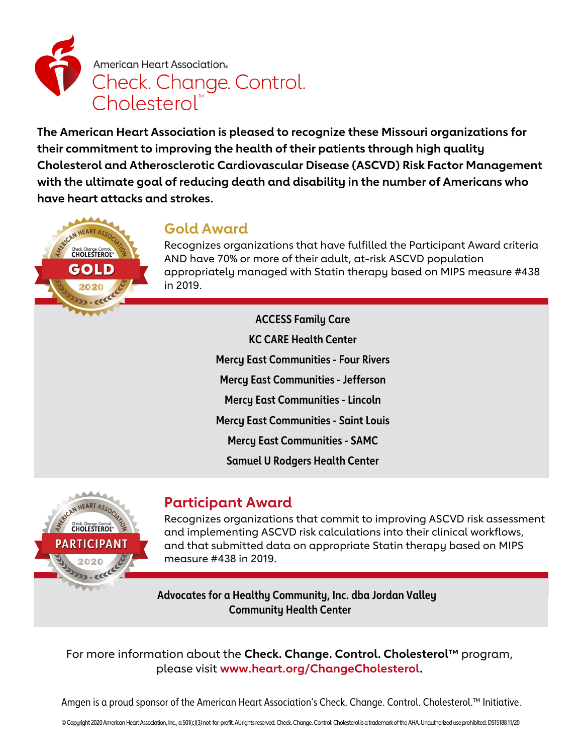American Heart Association®

# Check. Change. Control. Cholesterol™

**The American Heart Association is pleased to recognize these Missouri organizations for their commitment to improving the health of their patients through high quality Cholesterol and Atherosclerotic Cardiovascular Disease (ASCVD) Risk Factor Management with the ultimate goal of reducing death and disability in the number of Americans who have heart attacks and strokes.**

## Gold Award

Recognizes organizations that have fulfilled the Participant Award criteria AND have 70% or more of their adult, at-risk ASCVD population appropriately managed with Statin therapy based on MIPS measure #438 in 2019.

**ACCESS Family Care**

**KC CARE Health Center**

**Mercy East Communities - Four Rivers**

**Mercy East Communities - Jefferson**

**Mercy East Communities - Lincoln**

**Mercy East Communities - Saint Louis**

**Mercy East Communities - SAMC**

**Samuel U Rodgers Health Center**

## Participant Award

Recognizes organizations that commit to improving ASCVD risk assessment and implementing ASCVD risk calculations into their clinical workflows, and that submitted data on appropriate Statin therapy based on MIPS measure #438 in 2019.

**Advocates for a Healthy Community, Inc. dba Jordan Valley Community Health Center**

For more information about the **Check. Change. Control. Cholesterol™** program, please visit **www.heart.org/ChangeCholesterol.**

Amgen is a proud sponsor of the American Heart Association's Check. Change. Control. Cholesterol.™ Initiative.

© Copyright 2020 American Heart Association, Inc., a 501(c)(3) not-for-profit. All rights reserved. Check. Change. Control. Cholesterol is a trademark of the AHA. Unauthorized use prohibited. DS15188 11/20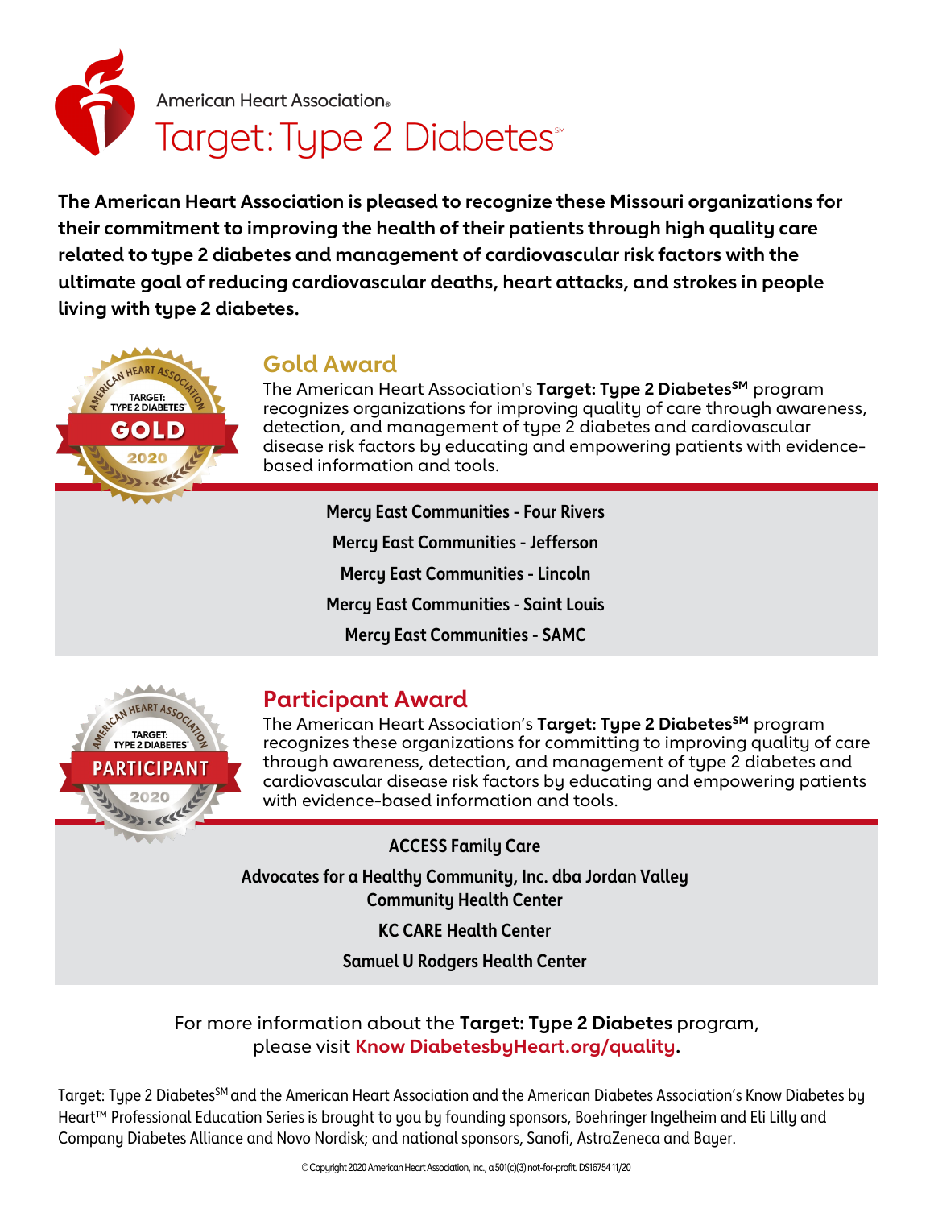American Heart Association®

# Target: Type 2 Diabetes℠

**The American Heart Association is pleased to recognize these Missouri organizations for their commitment to improving the health of their patients through high quality care related to type 2 diabetes and management of cardiovascular risk factors with the ultimate goal of reducing cardiovascular deaths, heart attacks, and strokes in people living with type 2 diabetes.**

## Gold Award

The American Heart Association's **Target: Type 2 Diabetes℠** program recognizes organizations for improving quality of care through awareness, detection, and management of type 2 diabetes and cardiovascular disease risk factors by educating and empowering patients with evidence-based information and tools.

**Mercy East Communities - Four Rivers**

**Mercy East Communities - Jefferson**

**Mercy East Communities - Lincoln**

**Mercy East Communities - Saint Louis**

**Mercy East Communities - SAMC**

## Participant Award

The American Heart Association's **Target: Type 2 Diabetes℠** program recognizes these organizations for committing to improving quality of care through awareness, detection, and management of type 2 diabetes and cardiovascular disease risk factors by educating and empowering patients with evidence-based information and tools.

**ACCESS Family Care**

**Advocates for a Healthy Community, Inc. dba Jordan Valley Community Health Center**

**KC CARE Health Center**

**Samuel U Rodgers Health Center**

For more information about the **Target: Type 2 Diabetes** program, please visit **Know DiabetesbyHeart.org/quality**.

Target: Type 2 Diabetes℠ and the American Heart Association and the American Diabetes Association's Know Diabetes by Heart™ Professional Education Series is brought to you by founding sponsors, Boehringer Ingelheim and Eli Lilly and Company Diabetes Alliance and Novo Nordisk; and national sponsors, Sanofi, AstraZeneca and Bayer.

©Copyright 2020 American Heart Association, Inc., a 501(c)(3) not-for-profit. DS16754 11/20